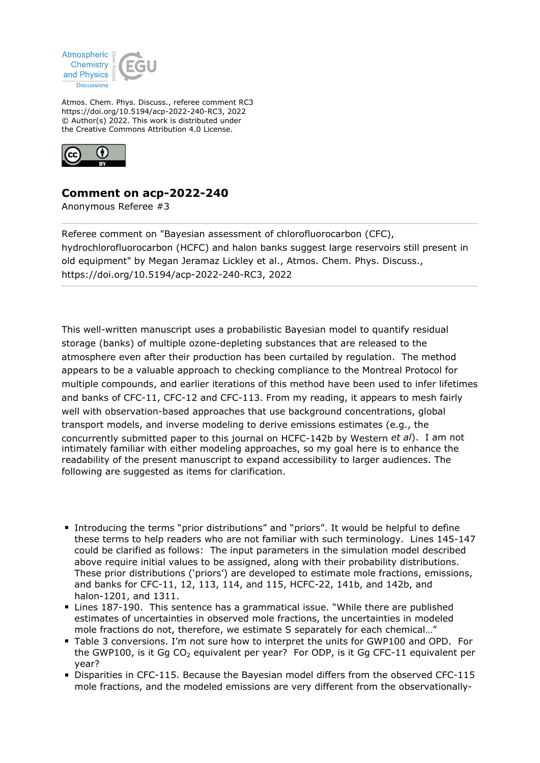Atmos. Chem. Phys. Discuss., referee comment RC3
https://doi.org/10.5194/acp-2022-240-RC3, 2022
© Author(s) 2022. This work is distributed under
the Creative Commons Attribution 4.0 License.

## Comment on acp-2022-240

Anonymous Referee #3

---

Referee comment on "Bayesian assessment of chlorofluorocarbon (CFC), hydrochlorofluorocarbon (HCFC) and halon banks suggest large reservoirs still present in old equipment" by Megan Jeramaz Lickley et al., Atmos. Chem. Phys. Discuss., https://doi.org/10.5194/acp-2022-240-RC3, 2022

---

This well-written manuscript uses a probabilistic Bayesian model to quantify residual storage (banks) of multiple ozone-depleting substances that are released to the atmosphere even after their production has been curtailed by regulation. The method appears to be a valuable approach to checking compliance to the Montreal Protocol for multiple compounds, and earlier iterations of this method have been used to infer lifetimes and banks of CFC-11, CFC-12 and CFC-113. From my reading, it appears to mesh fairly well with observation-based approaches that use background concentrations, global transport models, and inverse modeling to derive emissions estimates (e.g., the concurrently submitted paper to this journal on HCFC-142b by Western *et al*). I am not intimately familiar with either modeling approaches, so my goal here is to enhance the readability of the present manuscript to expand accessibility to larger audiences. The following are suggested as items for clarification.

- Introducing the terms "prior distributions" and "priors". It would be helpful to define these terms to help readers who are not familiar with such terminology. Lines 145-147 could be clarified as follows: The input parameters in the simulation model described above require initial values to be assigned, along with their probability distributions. These prior distributions ('priors') are developed to estimate mole fractions, emissions, and banks for CFC-11, 12, 113, 114, and 115, HCFC-22, 141b, and 142b, and halon-1201, and 1311.
- Lines 187-190. This sentence has a grammatical issue. "While there are published estimates of uncertainties in observed mole fractions, the uncertainties in modeled mole fractions do not, therefore, we estimate S separately for each chemical…"
- Table 3 conversions. I'm not sure how to interpret the units for GWP100 and OPD. For the GWP100, is it Gg $CO_2$ equivalent per year? For ODP, is it Gg CFC-11 equivalent per year?
- Disparities in CFC-115. Because the Bayesian model differs from the observed CFC-115 mole fractions, and the modeled emissions are very different from the observationally-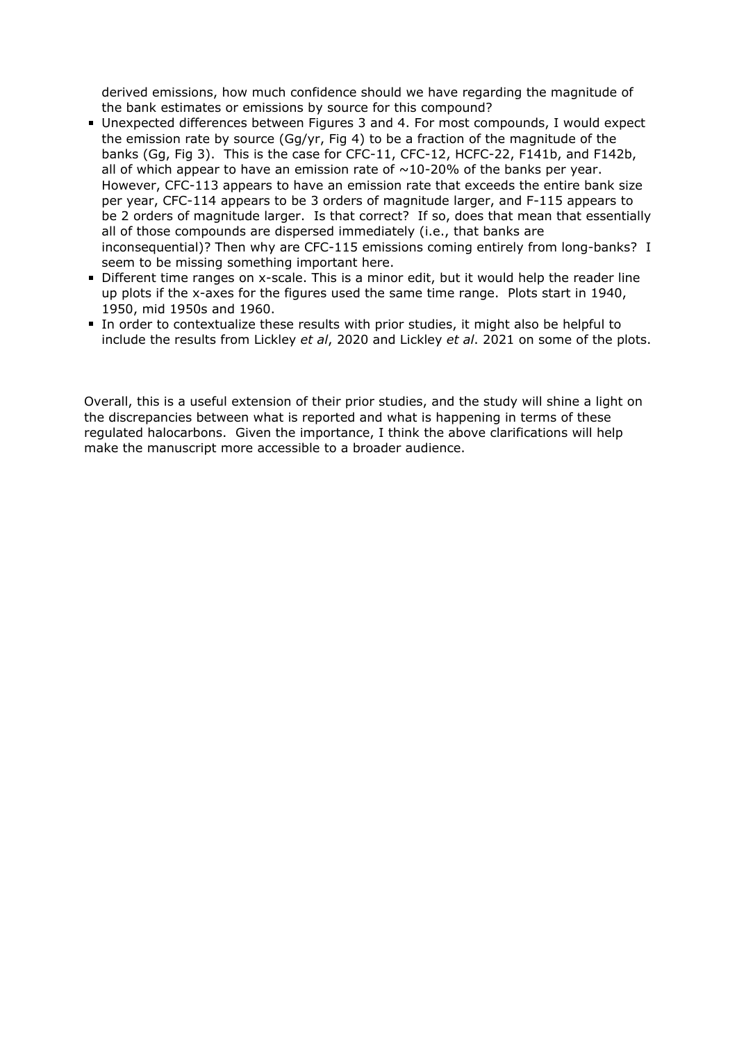derived emissions, how much confidence should we have regarding the magnitude of the bank estimates or emissions by source for this compound?

- Unexpected differences between Figures 3 and 4. For most compounds, I would expect the emission rate by source (Gg/yr, Fig 4) to be a fraction of the magnitude of the banks (Gg, Fig 3). This is the case for CFC-11, CFC-12, HCFC-22, F141b, and F142b, all of which appear to have an emission rate of ~10-20% of the banks per year. However, CFC-113 appears to have an emission rate that exceeds the entire bank size per year, CFC-114 appears to be 3 orders of magnitude larger, and F-115 appears to be 2 orders of magnitude larger. Is that correct? If so, does that mean that essentially all of those compounds are dispersed immediately (i.e., that banks are inconsequential)? Then why are CFC-115 emissions coming entirely from long-banks? I seem to be missing something important here.
- Different time ranges on x-scale. This is a minor edit, but it would help the reader line up plots if the x-axes for the figures used the same time range. Plots start in 1940, 1950, mid 1950s and 1960.
- In order to contextualize these results with prior studies, it might also be helpful to include the results from Lickley *et al*, 2020 and Lickley *et al*. 2021 on some of the plots.

Overall, this is a useful extension of their prior studies, and the study will shine a light on the discrepancies between what is reported and what is happening in terms of these regulated halocarbons. Given the importance, I think the above clarifications will help make the manuscript more accessible to a broader audience.